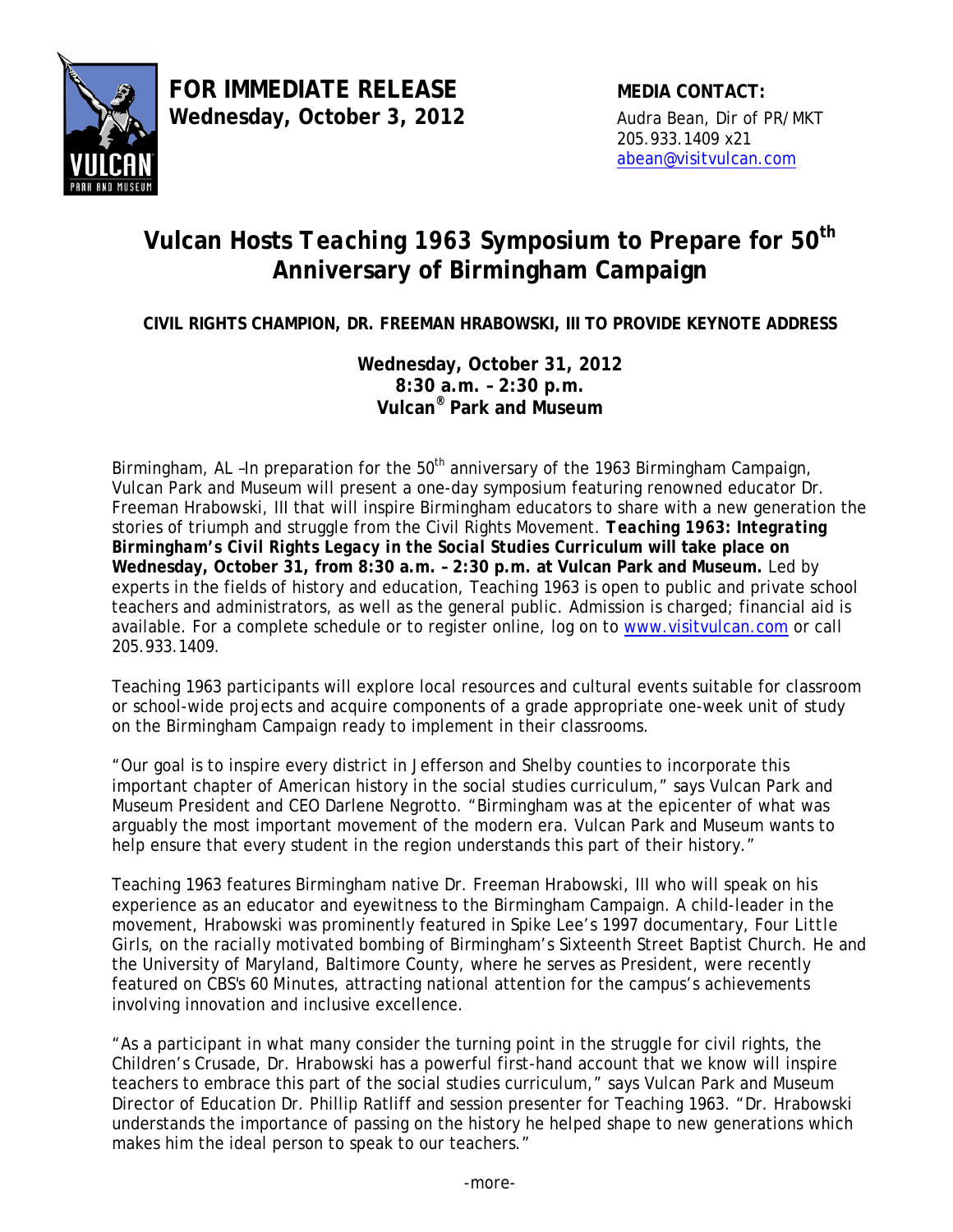**FOR IMMEDIATE RELEASE**
**Wednesday, October 3, 2012**

**MEDIA CONTACT:**
Audra Bean, Dir of PR/MKT
205.933.1409 x21
abean@visitvulcan.com

# Vulcan Hosts *Teaching 1963* Symposium to Prepare for 50th Anniversary of Birmingham Campaign

**CIVIL RIGHTS CHAMPION, DR. FREEMAN HRABOWSKI, III TO PROVIDE KEYNOTE ADDRESS**

**Wednesday, October 31, 2012**
**8:30 a.m. – 2:30 p.m.**
**Vulcan® Park and Museum**

Birmingham, AL –In preparation for the 50th anniversary of the 1963 Birmingham Campaign, Vulcan Park and Museum will present a one-day symposium featuring renowned educator Dr. Freeman Hrabowski, III that will inspire Birmingham educators to share with a new generation the stories of triumph and struggle from the Civil Rights Movement. ***Teaching 1963: Integrating Birmingham's Civil Rights Legacy in the Social Studies Curriculum*** **will take place on Wednesday, October 31, from 8:30 a.m. – 2:30 p.m. at Vulcan Park and Museum.** Led by experts in the fields of history and education, Teaching 1963 is open to public and private school teachers and administrators, as well as the general public. Admission is charged; financial aid is available. For a complete schedule or to register online, log on to www.visitvulcan.com or call 205.933.1409.

Teaching 1963 participants will explore local resources and cultural events suitable for classroom or school-wide projects and acquire components of a grade appropriate one-week unit of study on the Birmingham Campaign ready to implement in their classrooms.

"Our goal is to inspire every district in Jefferson and Shelby counties to incorporate this important chapter of American history in the social studies curriculum," says Vulcan Park and Museum President and CEO Darlene Negrotto. "Birmingham was at the epicenter of what was arguably the most important movement of the modern era. Vulcan Park and Museum wants to help ensure that every student in the region understands this part of their history."

Teaching 1963 features Birmingham native Dr. Freeman Hrabowski, III who will speak on his experience as an educator and eyewitness to the Birmingham Campaign. A child-leader in the movement, Hrabowski was prominently featured in Spike Lee's 1997 documentary, *Four Little Girls*, on the racially motivated bombing of Birmingham's Sixteenth Street Baptist Church. He and the University of Maryland, Baltimore County, where he serves as President, were recently featured on CBS's *60 Minutes*, attracting national attention for the campus's achievements involving innovation and inclusive excellence.

"As a participant in what many consider the turning point in the struggle for civil rights, the Children's Crusade, Dr. Hrabowski has a powerful first-hand account that we know will inspire teachers to embrace this part of the social studies curriculum," says Vulcan Park and Museum Director of Education Dr. Phillip Ratliff and session presenter for Teaching 1963. "Dr. Hrabowski understands the importance of passing on the history he helped shape to new generations which makes him the ideal person to speak to our teachers."

-more-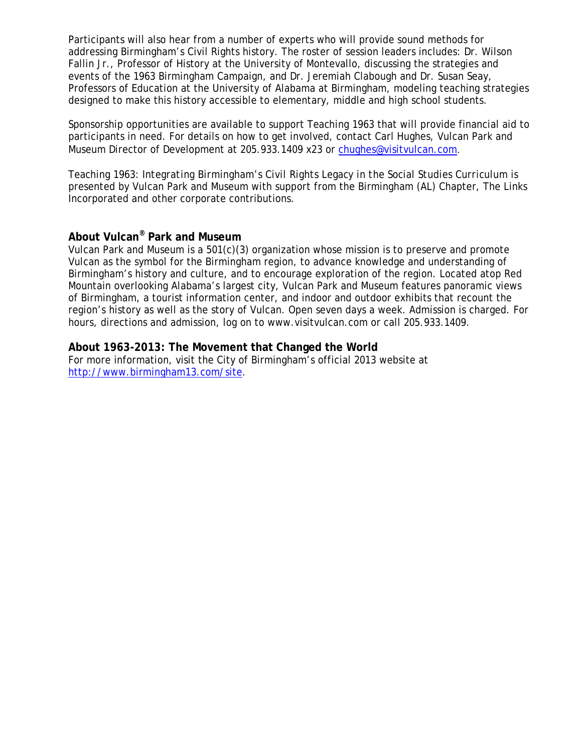Participants will also hear from a number of experts who will provide sound methods for addressing Birmingham's Civil Rights history. The roster of session leaders includes: Dr. Wilson Fallin Jr., Professor of History at the University of Montevallo, discussing the strategies and events of the 1963 Birmingham Campaign, and Dr. Jeremiah Clabough and Dr. Susan Seay, Professors of Education at the University of Alabama at Birmingham, modeling teaching strategies designed to make this history accessible to elementary, middle and high school students.

Sponsorship opportunities are available to support Teaching 1963 that will provide financial aid to participants in need. For details on how to get involved, contact Carl Hughes, Vulcan Park and Museum Director of Development at 205.933.1409 x23 or chughes@visitvulcan.com.

*Teaching 1963: Integrating Birmingham's Civil Rights Legacy in the Social Studies Curriculum* is presented by Vulcan Park and Museum with support from the Birmingham (AL) Chapter, The Links Incorporated and other corporate contributions.

**About Vulcan® Park and Museum**
Vulcan Park and Museum is a 501(c)(3) organization whose mission is to preserve and promote Vulcan as the symbol for the Birmingham region, to advance knowledge and understanding of Birmingham's history and culture, and to encourage exploration of the region. Located atop Red Mountain overlooking Alabama's largest city, Vulcan Park and Museum features panoramic views of Birmingham, a tourist information center, and indoor and outdoor exhibits that recount the region's history as well as the story of Vulcan. Open seven days a week. Admission is charged. For hours, directions and admission, log on to www.visitvulcan.com or call 205.933.1409.

**About 1963-2013: The Movement that Changed the World**
For more information, visit the City of Birmingham's official 2013 website at http://www.birmingham13.com/site.